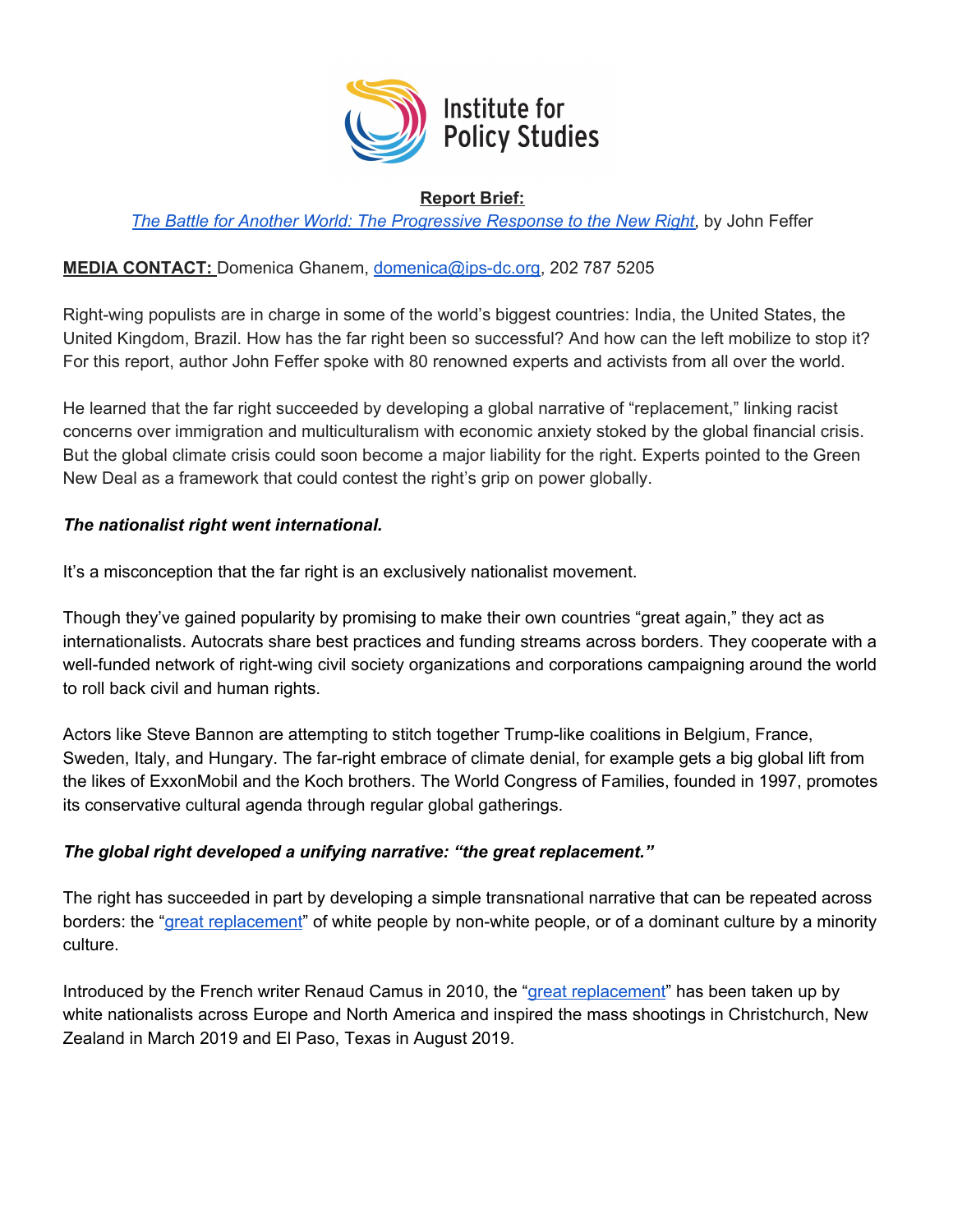Institute for Policy Studies

**Report Brief:**

*The Battle for Another World: The Progressive Response to the New Right*, by John Feffer

**MEDIA CONTACT:** Domenica Ghanem, domenica@ips-dc.org, 202 787 5205

Right-wing populists are in charge in some of the world's biggest countries: India, the United States, the United Kingdom, Brazil. How has the far right been so successful? And how can the left mobilize to stop it? For this report, author John Feffer spoke with 80 renowned experts and activists from all over the world.

He learned that the far right succeeded by developing a global narrative of "replacement," linking racist concerns over immigration and multiculturalism with economic anxiety stoked by the global financial crisis. But the global climate crisis could soon become a major liability for the right. Experts pointed to the Green New Deal as a framework that could contest the right's grip on power globally.

***The nationalist right went international.***

It's a misconception that the far right is an exclusively nationalist movement.

Though they've gained popularity by promising to make their own countries "great again," they act as internationalists. Autocrats share best practices and funding streams across borders. They cooperate with a well-funded network of right-wing civil society organizations and corporations campaigning around the world to roll back civil and human rights.

Actors like Steve Bannon are attempting to stitch together Trump-like coalitions in Belgium, France, Sweden, Italy, and Hungary. The far-right embrace of climate denial, for example gets a big global lift from the likes of ExxonMobil and the Koch brothers. The World Congress of Families, founded in 1997, promotes its conservative cultural agenda through regular global gatherings.

***The global right developed a unifying narrative: "the great replacement."***

The right has succeeded in part by developing a simple transnational narrative that can be repeated across borders: the "great replacement" of white people by non-white people, or of a dominant culture by a minority culture.

Introduced by the French writer Renaud Camus in 2010, the "great replacement" has been taken up by white nationalists across Europe and North America and inspired the mass shootings in Christchurch, New Zealand in March 2019 and El Paso, Texas in August 2019.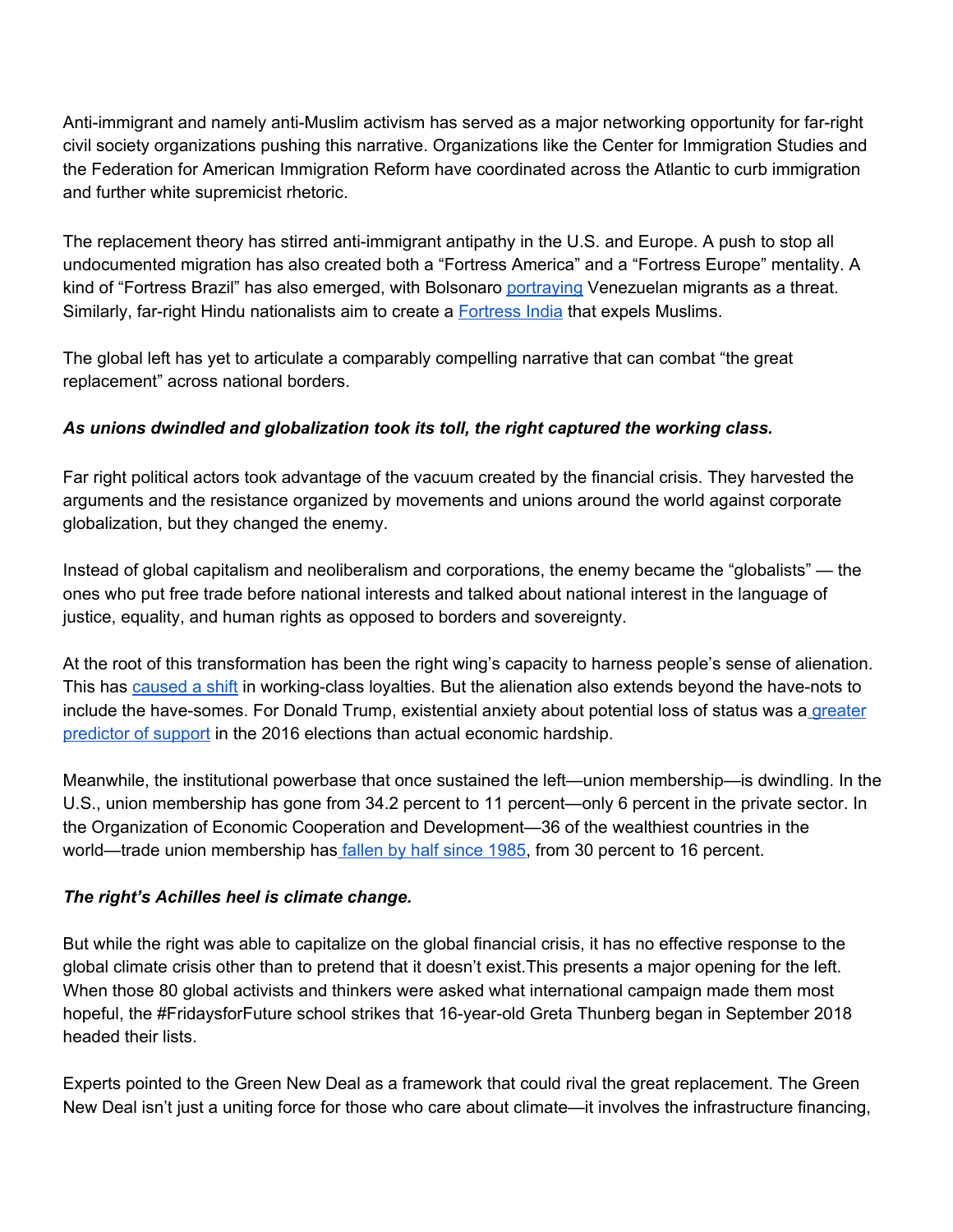Anti-immigrant and namely anti-Muslim activism has served as a major networking opportunity for far-right civil society organizations pushing this narrative. Organizations like the Center for Immigration Studies and the Federation for American Immigration Reform have coordinated across the Atlantic to curb immigration and further white supremicist rhetoric.

The replacement theory has stirred anti-immigrant antipathy in the U.S. and Europe. A push to stop all undocumented migration has also created both a "Fortress America" and a "Fortress Europe" mentality. A kind of "Fortress Brazil" has also emerged, with Bolsonaro portraying Venezuelan migrants as a threat. Similarly, far-right Hindu nationalists aim to create a Fortress India that expels Muslims.

The global left has yet to articulate a comparably compelling narrative that can combat "the great replacement" across national borders.

***As unions dwindled and globalization took its toll, the right captured the working class.***

Far right political actors took advantage of the vacuum created by the financial crisis. They harvested the arguments and the resistance organized by movements and unions around the world against corporate globalization, but they changed the enemy.

Instead of global capitalism and neoliberalism and corporations, the enemy became the "globalists" — the ones who put free trade before national interests and talked about national interest in the language of justice, equality, and human rights as opposed to borders and sovereignty.

At the root of this transformation has been the right wing's capacity to harness people's sense of alienation. This has caused a shift in working-class loyalties. But the alienation also extends beyond the have-nots to include the have-somes. For Donald Trump, existential anxiety about potential loss of status was a greater predictor of support in the 2016 elections than actual economic hardship.

Meanwhile, the institutional powerbase that once sustained the left—union membership—is dwindling. In the U.S., union membership has gone from 34.2 percent to 11 percent—only 6 percent in the private sector. In the Organization of Economic Cooperation and Development—36 of the wealthiest countries in the world—trade union membership has fallen by half since 1985, from 30 percent to 16 percent.

***The right's Achilles heel is climate change.***

But while the right was able to capitalize on the global financial crisis, it has no effective response to the global climate crisis other than to pretend that it doesn't exist.This presents a major opening for the left. When those 80 global activists and thinkers were asked what international campaign made them most hopeful, the #FridaysforFuture school strikes that 16-year-old Greta Thunberg began in September 2018 headed their lists.

Experts pointed to the Green New Deal as a framework that could rival the great replacement. The Green New Deal isn't just a uniting force for those who care about climate—it involves the infrastructure financing,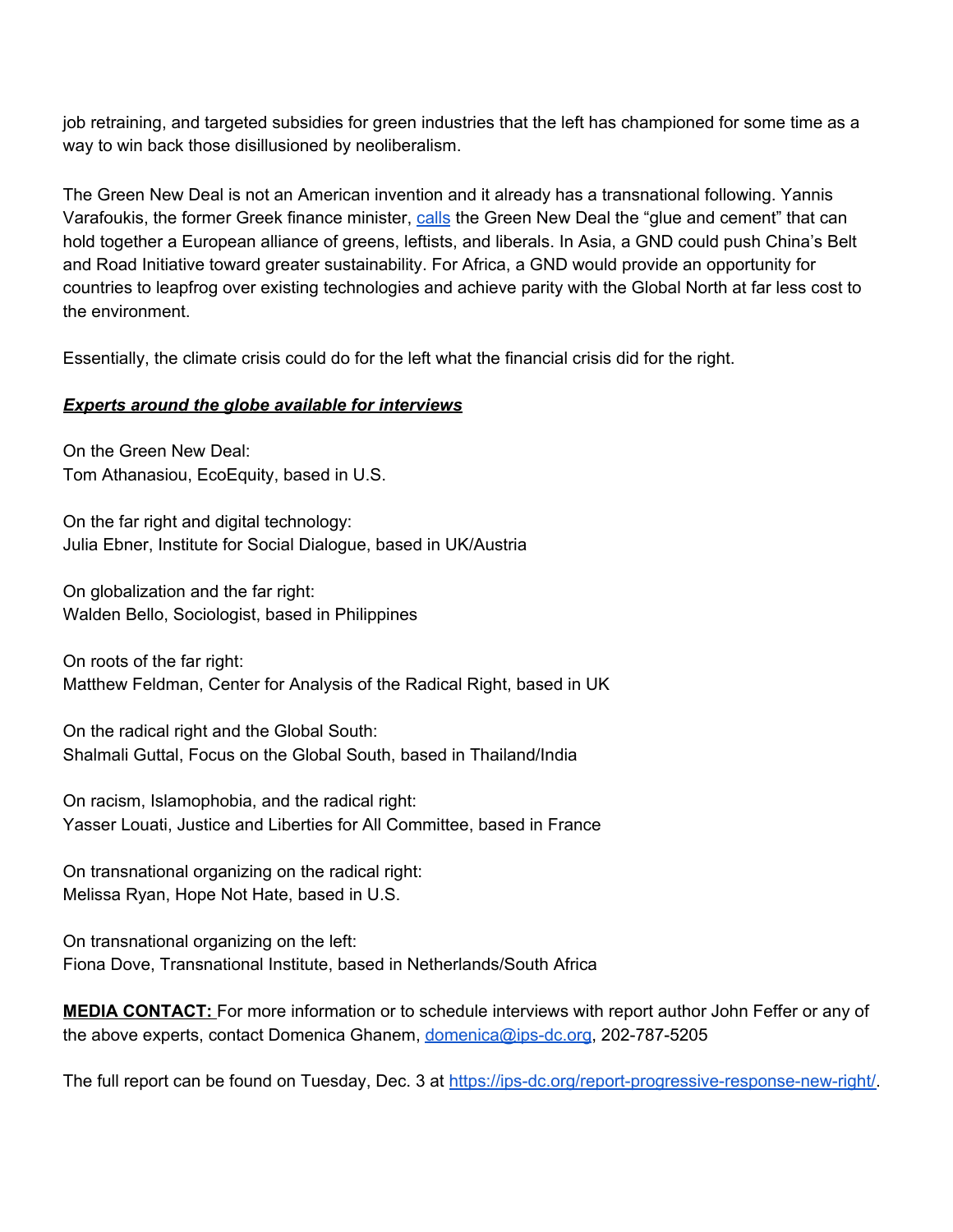job retraining, and targeted subsidies for green industries that the left has championed for some time as a way to win back those disillusioned by neoliberalism.

The Green New Deal is not an American invention and it already has a transnational following. Yannis Varafoukis, the former Greek finance minister, [calls] the Green New Deal the "glue and cement" that can hold together a European alliance of greens, leftists, and liberals. In Asia, a GND could push China's Belt and Road Initiative toward greater sustainability. For Africa, a GND would provide an opportunity for countries to leapfrog over existing technologies and achieve parity with the Global North at far less cost to the environment.

Essentially, the climate crisis could do for the left what the financial crisis did for the right.

***Experts around the globe available for interviews***

On the Green New Deal:
Tom Athanasiou, EcoEquity, based in U.S.

On the far right and digital technology:
Julia Ebner, Institute for Social Dialogue, based in UK/Austria

On globalization and the far right:
Walden Bello, Sociologist, based in Philippines

On roots of the far right:
Matthew Feldman, Center for Analysis of the Radical Right, based in UK

On the radical right and the Global South:
Shalmali Guttal, Focus on the Global South, based in Thailand/India

On racism, Islamophobia, and the radical right:
Yasser Louati, Justice and Liberties for All Committee, based in France

On transnational organizing on the radical right:
Melissa Ryan, Hope Not Hate, based in U.S.

On transnational organizing on the left:
Fiona Dove, Transnational Institute, based in Netherlands/South Africa

**MEDIA CONTACT:** For more information or to schedule interviews with report author John Feffer or any of the above experts, contact Domenica Ghanem, domenica@ips-dc.org, 202-787-5205

The full report can be found on Tuesday, Dec. 3 at https://ips-dc.org/report-progressive-response-new-right/.